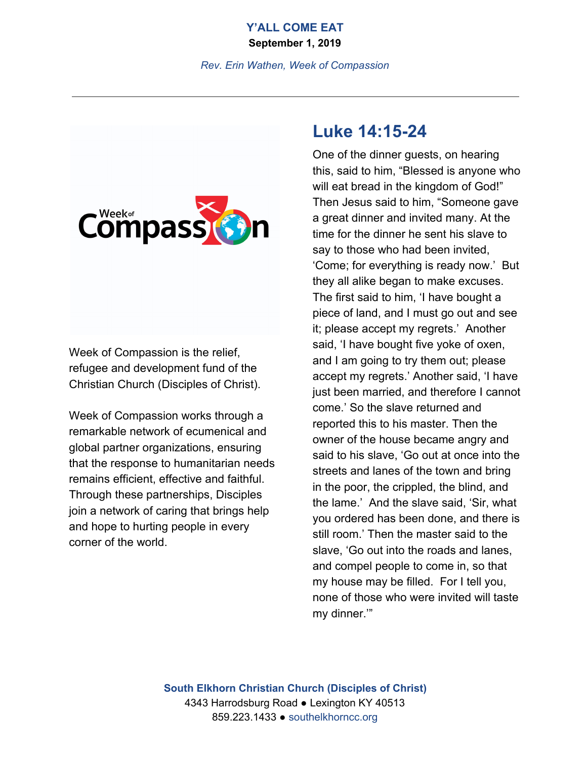# Y'ALL COME EAT

**September 1, 2019**

*Rev. Erin Wathen, Week of Compassion*

---

Week of Compassion is the relief, refugee and development fund of the Christian Church (Disciples of Christ).

Week of Compassion works through a remarkable network of ecumenical and global partner organizations, ensuring that the response to humanitarian needs remains efficient, effective and faithful. Through these partnerships, Disciples join a network of caring that brings help and hope to hurting people in every corner of the world.

## Luke 14:15-24

One of the dinner guests, on hearing this, said to him, "Blessed is anyone who will eat bread in the kingdom of God!" Then Jesus said to him, "Someone gave a great dinner and invited many. At the time for the dinner he sent his slave to say to those who had been invited, 'Come; for everything is ready now.' But they all alike began to make excuses. The first said to him, 'I have bought a piece of land, and I must go out and see it; please accept my regrets.' Another said, 'I have bought five yoke of oxen, and I am going to try them out; please accept my regrets.' Another said, 'I have just been married, and therefore I cannot come.' So the slave returned and reported this to his master. Then the owner of the house became angry and said to his slave, 'Go out at once into the streets and lanes of the town and bring in the poor, the crippled, the blind, and the lame.' And the slave said, 'Sir, what you ordered has been done, and there is still room.' Then the master said to the slave, 'Go out into the roads and lanes, and compel people to come in, so that my house may be filled. For I tell you, none of those who were invited will taste my dinner.'"

**South Elkhorn Christian Church (Disciples of Christ)**
4343 Harrodsburg Road ● Lexington KY 40513
859.223.1433 ● southelkhorncc.org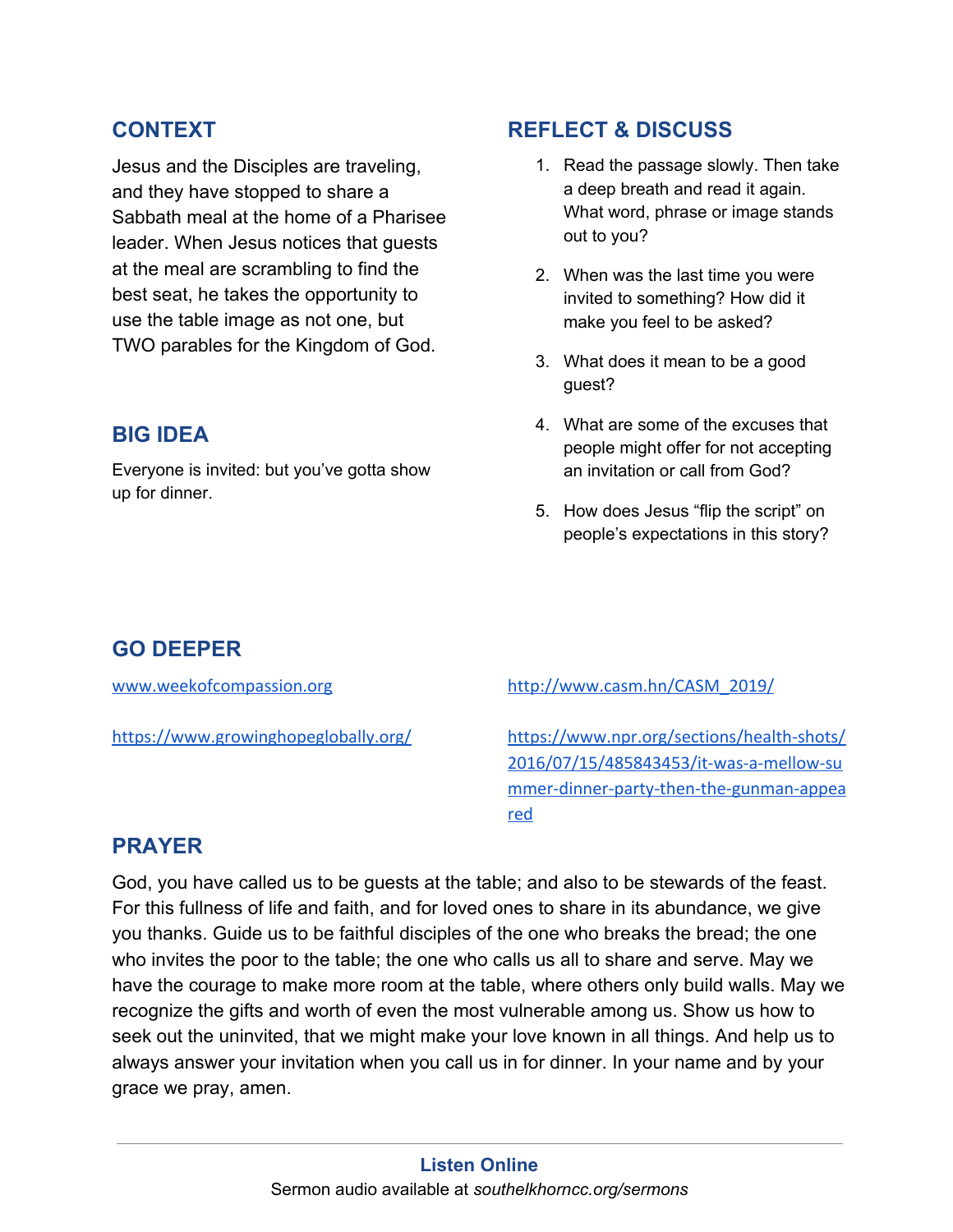## CONTEXT

Jesus and the Disciples are traveling, and they have stopped to share a Sabbath meal at the home of a Pharisee leader. When Jesus notices that guests at the meal are scrambling to find the best seat, he takes the opportunity to use the table image as not one, but TWO parables for the Kingdom of God.

## BIG IDEA

Everyone is invited: but you've gotta show up for dinner.

## REFLECT & DISCUSS

1. Read the passage slowly. Then take a deep breath and read it again. What word, phrase or image stands out to you?
2. When was the last time you were invited to something? How did it make you feel to be asked?
3. What does it mean to be a good guest?
4. What are some of the excuses that people might offer for not accepting an invitation or call from God?
5. How does Jesus "flip the script" on people's expectations in this story?

## GO DEEPER

www.weekofcompassion.org

https://www.growinghopeglobally.org/

http://www.casm.hn/CASM_2019/

https://www.npr.org/sections/health-shots/2016/07/15/485843453/it-was-a-mellow-summer-dinner-party-then-the-gunman-appeared

## PRAYER

God, you have called us to be guests at the table; and also to be stewards of the feast. For this fullness of life and faith, and for loved ones to share in its abundance, we give you thanks. Guide us to be faithful disciples of the one who breaks the bread; the one who invites the poor to the table; the one who calls us all to share and serve. May we have the courage to make more room at the table, where others only build walls. May we recognize the gifts and worth of even the most vulnerable among us. Show us how to seek out the uninvited, that we might make your love known in all things. And help us to always answer your invitation when you call us in for dinner. In your name and by your grace we pray, amen.

---

**Listen Online**

Sermon audio available at *southelkhorncc.org/sermons*